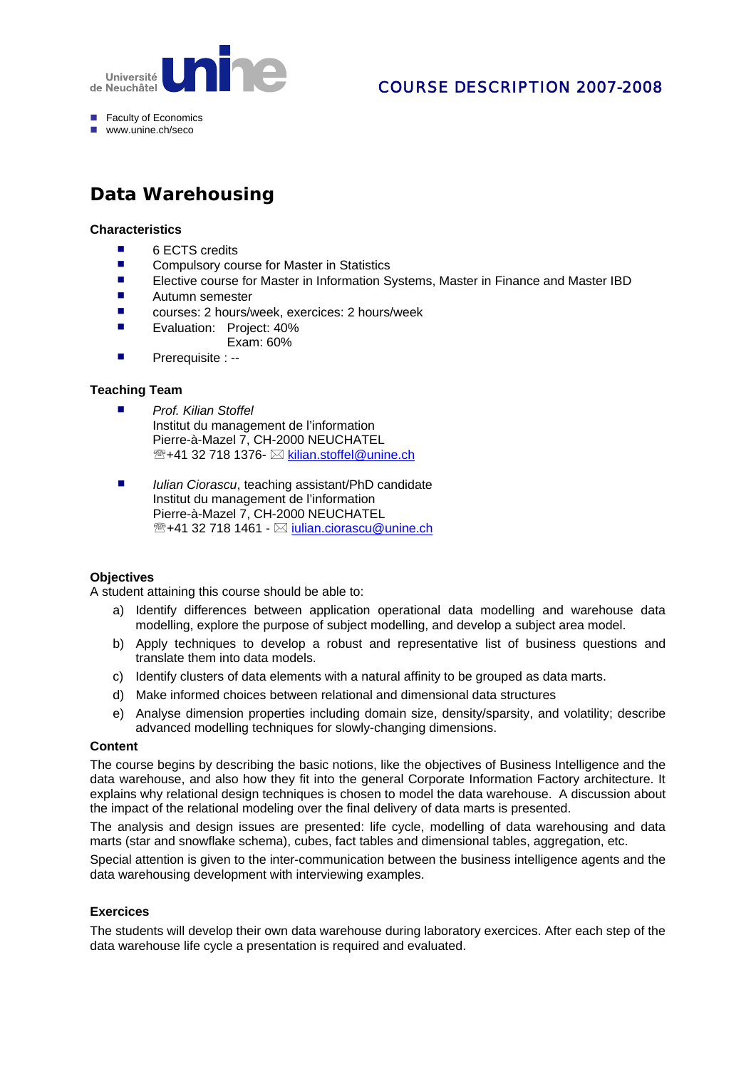Université de Neuchâtel **unine**

COURSE DESCRIPTION 2007-2008

- Faculty of Economics
- www.unine.ch/seco

# Data Warehousing

### Characteristics

- 6 ECTS credits
- Compulsory course for Master in Statistics
- Elective course for Master in Information Systems, Master in Finance and Master IBD
- Autumn semester
- courses: 2 hours/week, exercices: 2 hours/week
- Evaluation: Project: 40%
  Exam: 60%
- Prerequisite : --

### Teaching Team

- *Prof. Kilian Stoffel*
  Institut du management de l'information
  Pierre-à-Mazel 7, CH-2000 NEUCHATEL
  ☏+41 32 718 1376- ✉ kilian.stoffel@unine.ch

- *Iulian Ciorascu*, teaching assistant/PhD candidate
  Institut du management de l'information
  Pierre-à-Mazel 7, CH-2000 NEUCHATEL
  ☏+41 32 718 1461 - ✉ iulian.ciorascu@unine.ch

### Objectives

A student attaining this course should be able to:

a) Identify differences between application operational data modelling and warehouse data modelling, explore the purpose of subject modelling, and develop a subject area model.
b) Apply techniques to develop a robust and representative list of business questions and translate them into data models.
c) Identify clusters of data elements with a natural affinity to be grouped as data marts.
d) Make informed choices between relational and dimensional data structures
e) Analyse dimension properties including domain size, density/sparsity, and volatility; describe advanced modelling techniques for slowly-changing dimensions.

### Content

The course begins by describing the basic notions, like the objectives of Business Intelligence and the data warehouse, and also how they fit into the general Corporate Information Factory architecture. It explains why relational design techniques is chosen to model the data warehouse. A discussion about the impact of the relational modeling over the final delivery of data marts is presented.

The analysis and design issues are presented: life cycle, modelling of data warehousing and data marts (star and snowflake schema), cubes, fact tables and dimensional tables, aggregation, etc.

Special attention is given to the inter-communication between the business intelligence agents and the data warehousing development with interviewing examples.

### Exercices

The students will develop their own data warehouse during laboratory exercices. After each step of the data warehouse life cycle a presentation is required and evaluated.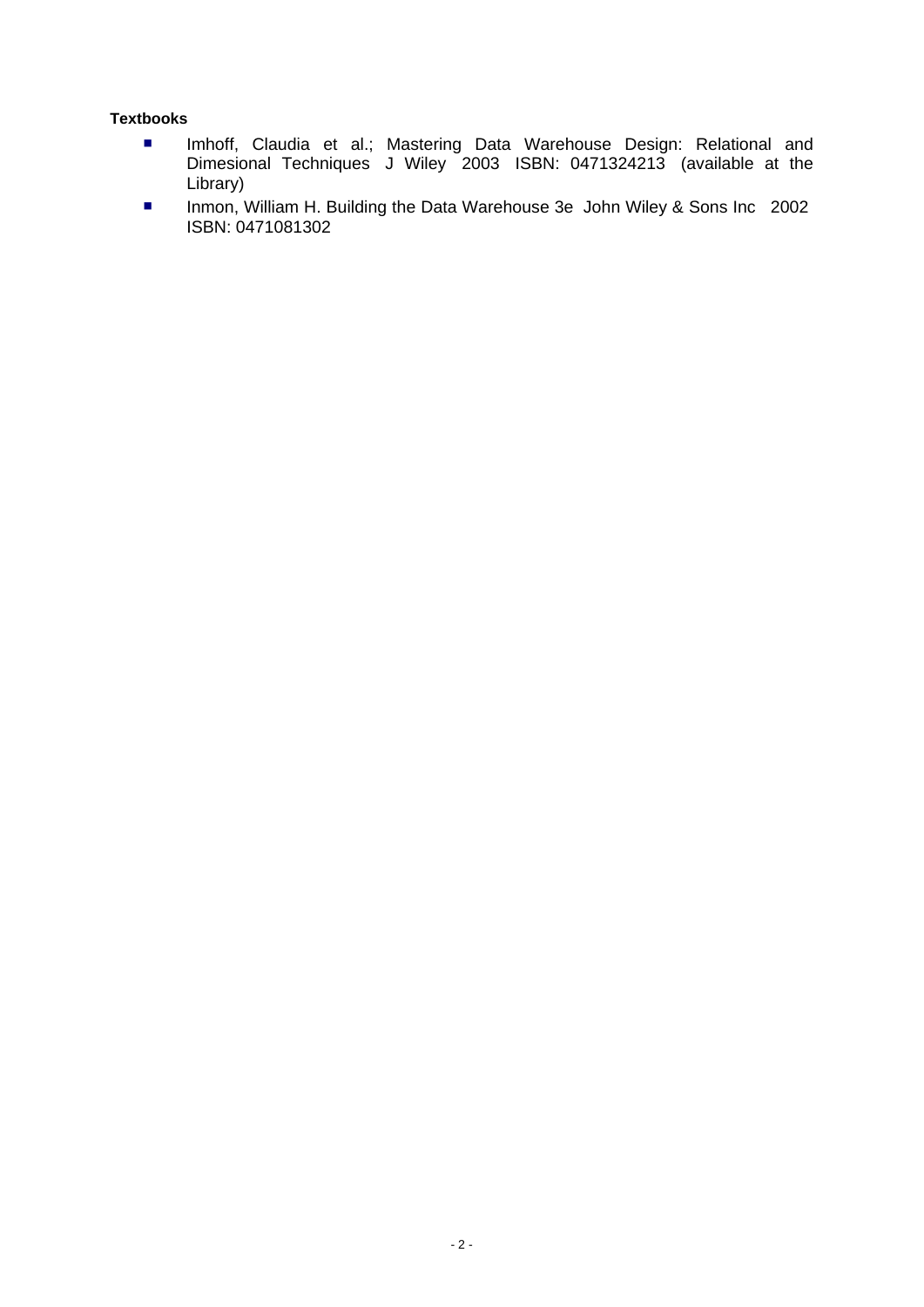**Textbooks**

- Imhoff, Claudia et al.; Mastering Data Warehouse Design: Relational and Dimesional Techniques J Wiley 2003 ISBN: 0471324213 (available at the Library)
- Inmon, William H. Building the Data Warehouse 3e John Wiley & Sons Inc 2002 ISBN: 0471081302